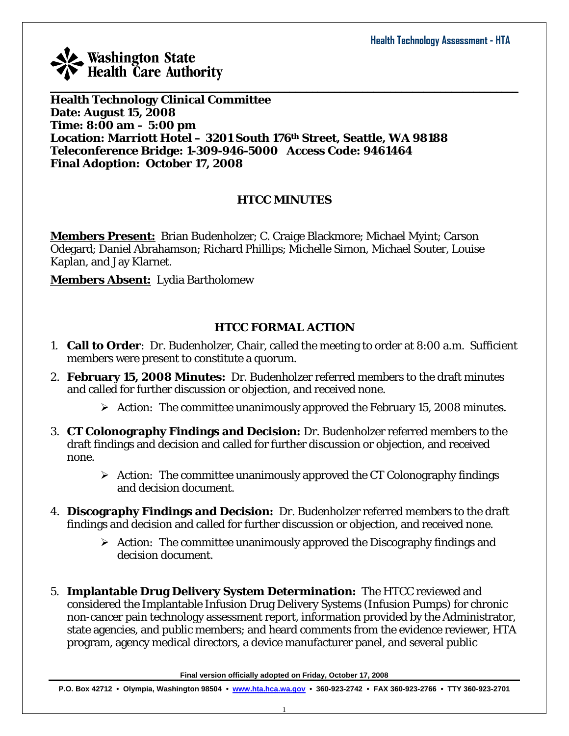**Health Technology Clinical Committee**
**Date: August 15, 2008**
**Time: 8:00 am – 5:00 pm**
**Location: Marriott Hotel – 3201 South 176th Street, Seattle, WA 98188**
**Teleconference Bridge: 1-309-946-5000 Access Code: 9461464**
**Final Adoption: October 17, 2008**

## HTCC MINUTES

**Members Present:** Brian Budenholzer; C. Craige Blackmore; Michael Myint; Carson Odegard; Daniel Abrahamson; Richard Phillips; Michelle Simon, Michael Souter, Louise Kaplan, and Jay Klarnet.

**Members Absent:** Lydia Bartholomew

## HTCC FORMAL ACTION

1. **Call to Order**: Dr. Budenholzer, Chair, called the meeting to order at 8:00 a.m. Sufficient members were present to constitute a quorum.

2. **February 15, 2008 Minutes:** Dr. Budenholzer referred members to the draft minutes and called for further discussion or objection, and received none.
   - Action: The committee unanimously approved the February 15, 2008 minutes.

3. **CT Colonography Findings and Decision:** Dr. Budenholzer referred members to the draft findings and decision and called for further discussion or objection, and received none.
   - Action: The committee unanimously approved the CT Colonography findings and decision document.

4. **Discography Findings and Decision:** Dr. Budenholzer referred members to the draft findings and decision and called for further discussion or objection, and received none.
   - Action: The committee unanimously approved the Discography findings and decision document.

5. **Implantable Drug Delivery System Determination:** The HTCC reviewed and considered the Implantable Infusion Drug Delivery Systems (Infusion Pumps) for chronic non-cancer pain technology assessment report, information provided by the Administrator, state agencies, and public members; and heard comments from the evidence reviewer, HTA program, agency medical directors, a device manufacturer panel, and several public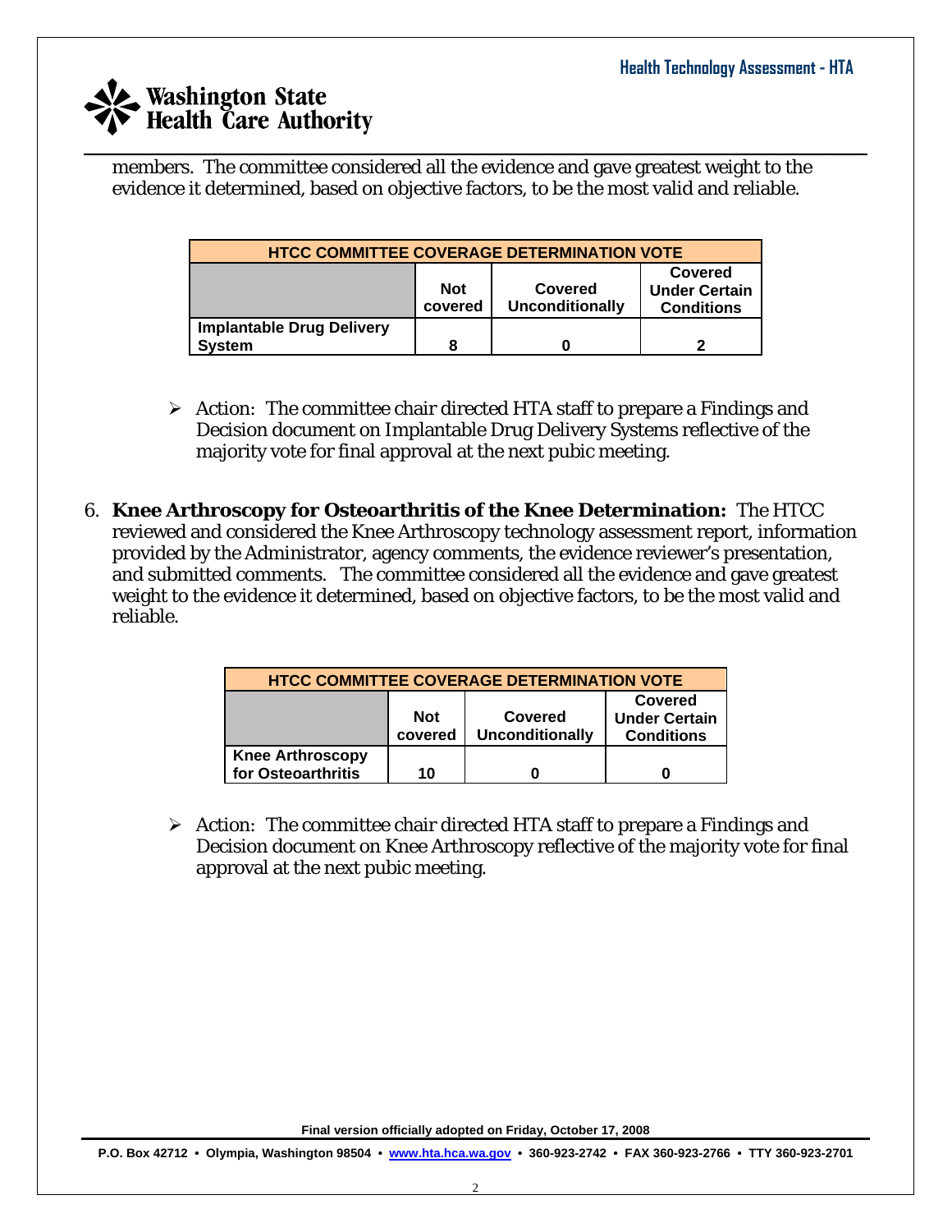members.  The committee considered all the evidence and gave greatest weight to the evidence it determined, based on objective factors, to be the most valid and reliable.

| HTCC COMMITTEE COVERAGE DETERMINATION VOTE | | | |
|---|---|---|---|
| | Not covered | Covered Unconditionally | Covered Under Certain Conditions |
| **Implantable Drug Delivery System** | 8 | 0 | 2 |

- Action:  The committee chair directed HTA staff to prepare a Findings and Decision document on Implantable Drug Delivery Systems reflective of the majority vote for final approval at the next pubic meeting.

6. **Knee Arthroscopy for Osteoarthritis of the Knee Determination:**  The HTCC reviewed and considered the Knee Arthroscopy technology assessment report, information provided by the Administrator, agency comments, the evidence reviewer's presentation, and submitted comments.   The committee considered all the evidence and gave greatest weight to the evidence it determined, based on objective factors, to be the most valid and reliable.

| HTCC COMMITTEE COVERAGE DETERMINATION VOTE | | | |
|---|---|---|---|
| | Not covered | Covered Unconditionally | Covered Under Certain Conditions |
| **Knee Arthroscopy for Osteoarthritis** | 10 | 0 | 0 |

- Action:  The committee chair directed HTA staff to prepare a Findings and Decision document on Knee Arthroscopy reflective of the majority vote for final approval at the next pubic meeting.

Final version officially adopted on Friday, October 17, 2008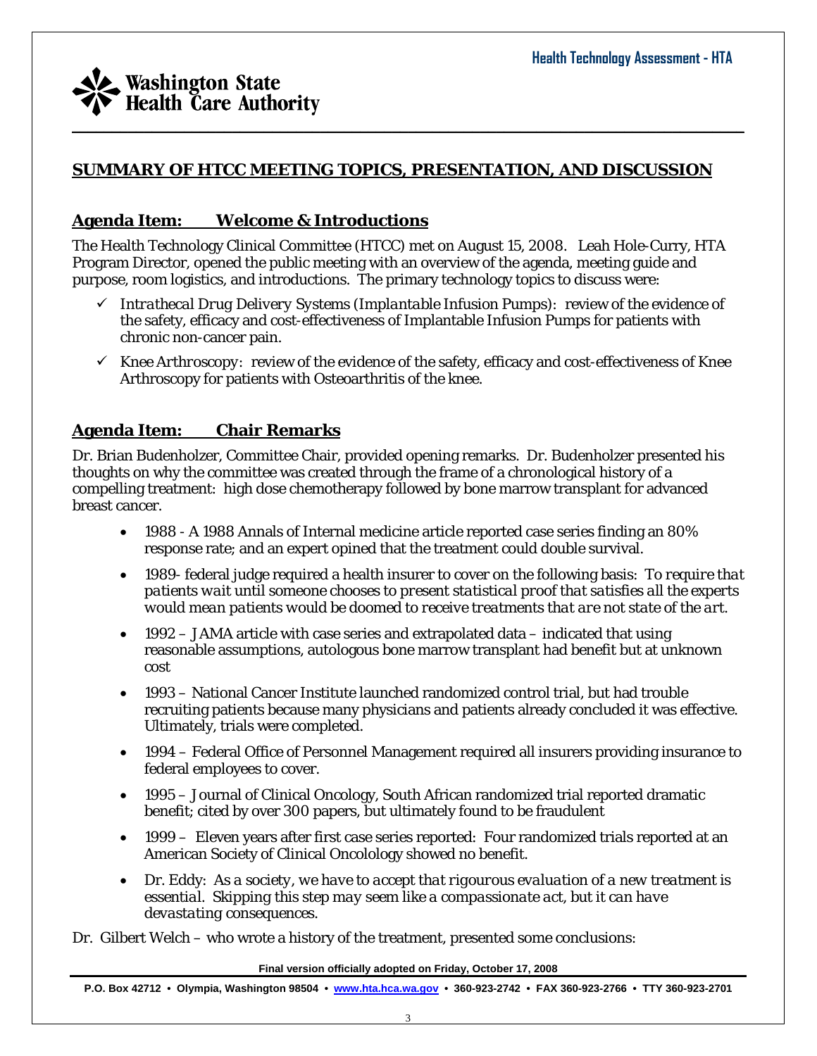## SUMMARY OF HTCC MEETING TOPICS, PRESENTATION, AND DISCUSSION

### Agenda Item: Welcome & Introductions

The Health Technology Clinical Committee (HTCC) met on August 15, 2008. Leah Hole-Curry, HTA Program Director, opened the public meeting with an overview of the agenda, meeting guide and purpose, room logistics, and introductions. The primary technology topics to discuss were:

- ✓ *Intrathecal Drug Delivery Systems (Implantable Infusion Pumps)*: review of the evidence of the safety, efficacy and cost-effectiveness of Implantable Infusion Pumps for patients with chronic non-cancer pain.
- ✓ *Knee Arthroscopy*: review of the evidence of the safety, efficacy and cost-effectiveness of Knee Arthroscopy for patients with Osteoarthritis of the knee.

### Agenda Item: Chair Remarks

Dr. Brian Budenholzer, Committee Chair, provided opening remarks. Dr. Budenholzer presented his thoughts on why the committee was created through the frame of a chronological history of a compelling treatment: high dose chemotherapy followed by bone marrow transplant for advanced breast cancer.

- 1988 - A 1988 Annals of Internal medicine article reported case series finding an 80% response rate; and an expert opined that the treatment could double survival.
- 1989- federal judge required a health insurer to cover on the following basis: *To require that patients wait until someone chooses to present statistical proof that satisfies all the experts would mean patients would be doomed to receive treatments that are not state of the art.*
- 1992 – JAMA article with case series and extrapolated data – indicated that using reasonable assumptions, autologous bone marrow transplant had benefit but at unknown cost
- 1993 – National Cancer Institute launched randomized control trial, but had trouble recruiting patients because many physicians and patients already concluded it was effective. Ultimately, trials were completed.
- 1994 – Federal Office of Personnel Management required all insurers providing insurance to federal employees to cover.
- 1995 – Journal of Clinical Oncology, South African randomized trial reported dramatic benefit; cited by over 300 papers, but ultimately found to be fraudulent
- 1999 – Eleven years after first case series reported: Four randomized trials reported at an American Society of Clinical Oncolology showed no benefit.
- Dr. Eddy: *As a society, we have to accept that rigourous evaluation of a new treatment is essential. Skipping this step may seem like a compassionate act, but it can have devastating consequences.*

Dr. Gilbert Welch – who wrote a history of the treatment, presented some conclusions: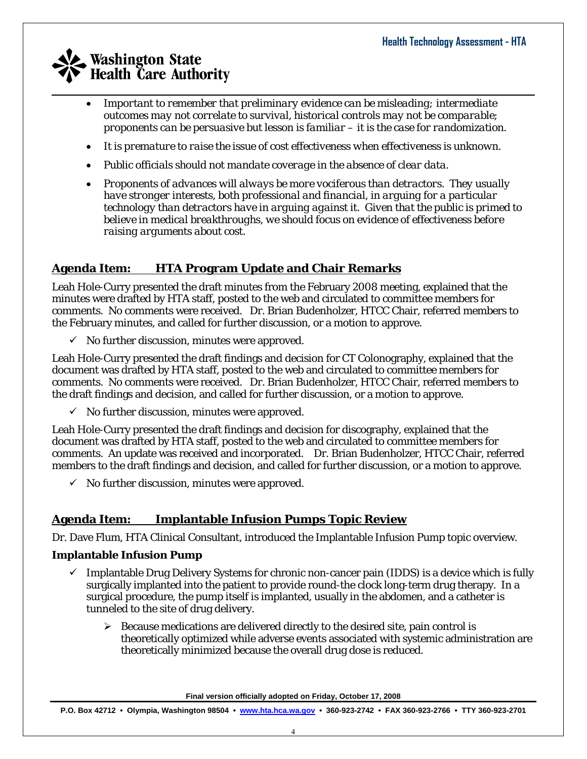- *Important to remember that preliminary evidence can be misleading; intermediate outcomes may not correlate to survival, historical controls may not be comparable; proponents can be persuasive but lesson is familiar – it is the case for randomization.*
- *It is premature to raise the issue of cost effectiveness when effectiveness is unknown.*
- *Public officials should not mandate coverage in the absence of clear data.*
- *Proponents of advances will always be more vociferous than detractors. They usually have stronger interests, both professional and financial, in arguing for a particular technology than detractors have in arguing against it. Given that the public is primed to believe in medical breakthroughs, we should focus on evidence of effectiveness before raising arguments about cost.*

## Agenda Item: HTA Program Update and Chair Remarks

Leah Hole-Curry presented the draft minutes from the February 2008 meeting, explained that the minutes were drafted by HTA staff, posted to the web and circulated to committee members for comments. No comments were received. Dr. Brian Budenholzer, HTCC Chair, referred members to the February minutes, and called for further discussion, or a motion to approve.

- ✓ No further discussion, minutes were approved.

Leah Hole-Curry presented the draft findings and decision for CT Colonography, explained that the document was drafted by HTA staff, posted to the web and circulated to committee members for comments. No comments were received. Dr. Brian Budenholzer, HTCC Chair, referred members to the draft findings and decision, and called for further discussion, or a motion to approve.

- ✓ No further discussion, minutes were approved.

Leah Hole-Curry presented the draft findings and decision for discography, explained that the document was drafted by HTA staff, posted to the web and circulated to committee members for comments. An update was received and incorporated. Dr. Brian Budenholzer, HTCC Chair, referred members to the draft findings and decision, and called for further discussion, or a motion to approve.

- ✓ No further discussion, minutes were approved.

## Agenda Item: Implantable Infusion Pumps Topic Review

Dr. Dave Flum, HTA Clinical Consultant, introduced the Implantable Infusion Pump topic overview.

### Implantable Infusion Pump

- ✓ Implantable Drug Delivery Systems for chronic non-cancer pain (IDDS) is a device which is fully surgically implanted into the patient to provide round-the clock long-term drug therapy. In a surgical procedure, the pump itself is implanted, usually in the abdomen, and a catheter is tunneled to the site of drug delivery.
  - ➢ Because medications are delivered directly to the desired site, pain control is theoretically optimized while adverse events associated with systemic administration are theoretically minimized because the overall drug dose is reduced.

Final version officially adopted on Friday, October 17, 2008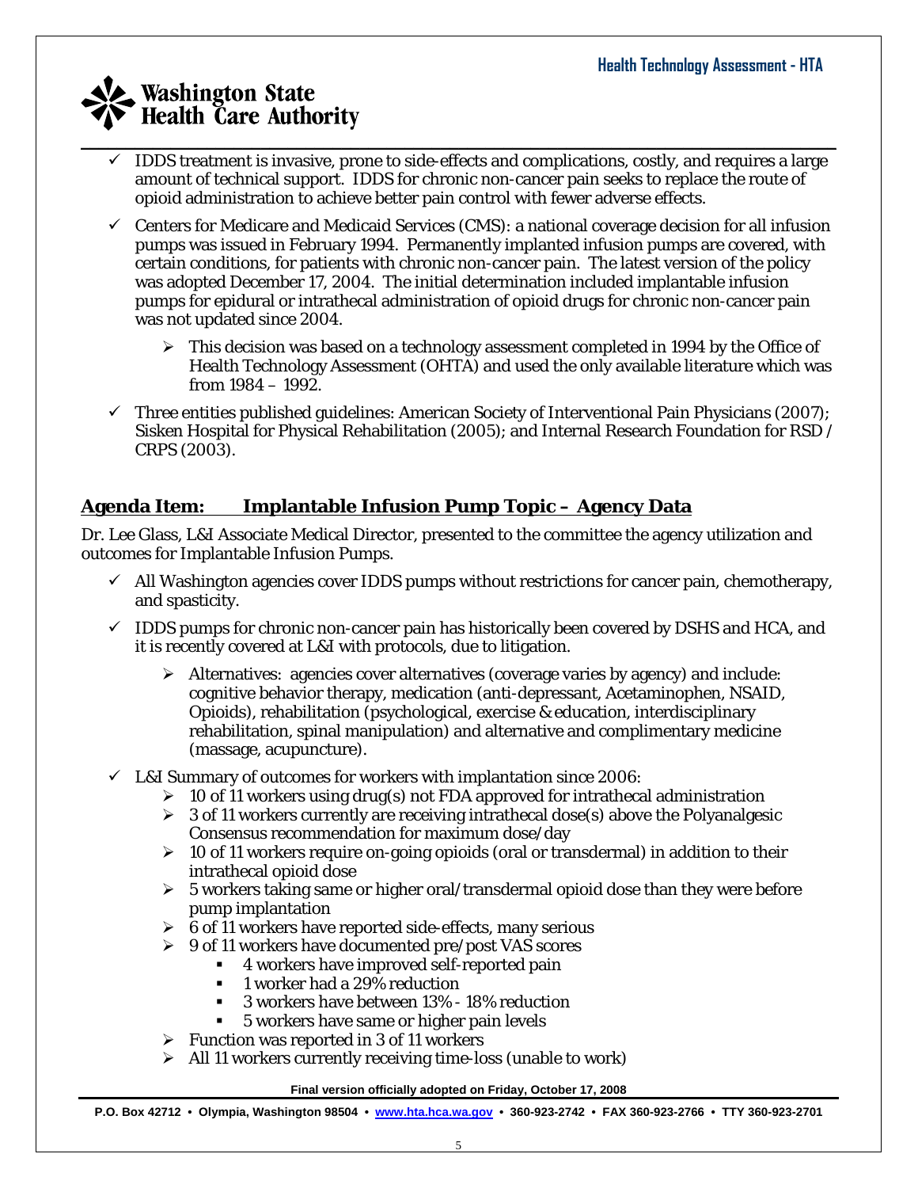- IDDS treatment is invasive, prone to side-effects and complications, costly, and requires a large amount of technical support. IDDS for chronic non-cancer pain seeks to replace the route of opioid administration to achieve better pain control with fewer adverse effects.
- Centers for Medicare and Medicaid Services (CMS): a national coverage decision for all infusion pumps was issued in February 1994. Permanently implanted infusion pumps are covered, with certain conditions, for patients with chronic non-cancer pain. The latest version of the policy was adopted December 17, 2004. The initial determination included implantable infusion pumps for epidural or intrathecal administration of opioid drugs for chronic non-cancer pain was not updated since 2004.
  - This decision was based on a technology assessment completed in 1994 by the Office of Health Technology Assessment (OHTA) and used the only available literature which was from 1984 – 1992.
- Three entities published guidelines: American Society of Interventional Pain Physicians (2007); Sisken Hospital for Physical Rehabilitation (2005); and Internal Research Foundation for RSD / CRPS (2003).

## Agenda Item: Implantable Infusion Pump Topic – Agency Data

Dr. Lee Glass, L&I Associate Medical Director, presented to the committee the agency utilization and outcomes for Implantable Infusion Pumps.

- All Washington agencies cover IDDS pumps without restrictions for cancer pain, chemotherapy, and spasticity.
- IDDS pumps for chronic non-cancer pain has historically been covered by DSHS and HCA, and it is recently covered at L&I with protocols, due to litigation.
  - Alternatives: agencies cover alternatives (coverage varies by agency) and include: cognitive behavior therapy, medication (anti-depressant, Acetaminophen, NSAID, Opioids), rehabilitation (psychological, exercise & education, interdisciplinary rehabilitation, spinal manipulation) and alternative and complimentary medicine (massage, acupuncture).
- L&I Summary of outcomes for workers with implantation since 2006:
  - 10 of 11 workers using drug(s) not FDA approved for intrathecal administration
  - 3 of 11 workers currently are receiving intrathecal dose(s) above the Polyanalgesic Consensus recommendation for maximum dose/day
  - 10 of 11 workers require on-going opioids (oral or transdermal) in addition to their intrathecal opioid dose
  - 5 workers taking same or higher oral/transdermal opioid dose than they were before pump implantation
  - 6 of 11 workers have reported side-effects, many serious
  - 9 of 11 workers have documented pre/post VAS scores
    - 4 workers have improved self-reported pain
    - 1 worker had a 29% reduction
    - 3 workers have between 13% - 18% reduction
    - 5 workers have same or higher pain levels
  - Function was reported in 3 of 11 workers
  - All 11 workers currently receiving time-loss (unable to work)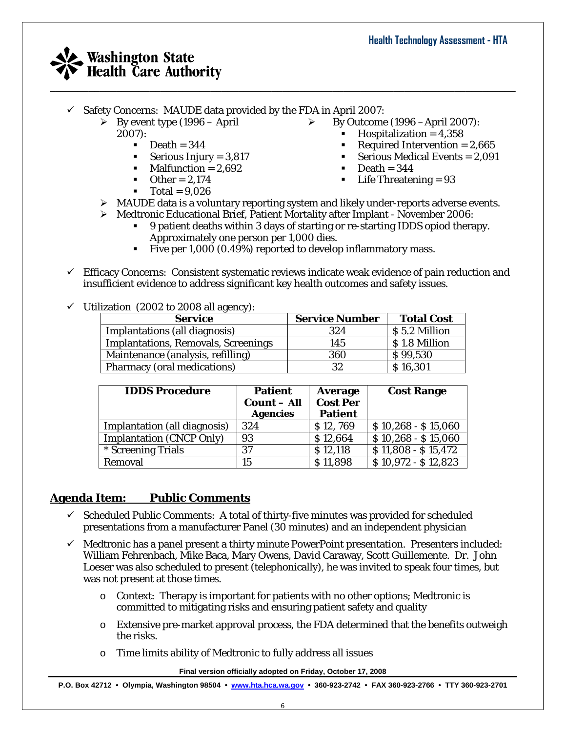- Safety Concerns: MAUDE data provided by the FDA in April 2007:
  - By event type (1996 – April 2007):
    - Death = 344
    - Serious Injury = 3,817
    - Malfunction = 2,692
    - Other = 2,174
    - Total = 9,026
  - By Outcome (1996 –April 2007):
    - Hospitalization = 4,358
    - Required Intervention = 2,665
    - Serious Medical Events = 2,091
    - Death = 344
    - Life Threatening = 93
  - MAUDE data is a voluntary reporting system and likely under-reports adverse events.
  - Medtronic Educational Brief, Patient Mortality after Implant - November 2006:
    - 9 patient deaths within 3 days of starting or re-starting IDDS opiod therapy. Approximately one person per 1,000 dies.
    - Five per 1,000 (0.49%) reported to develop inflammatory mass.
- Efficacy Concerns: Consistent systematic reviews indicate weak evidence of pain reduction and insufficient evidence to address significant key health outcomes and safety issues.
- Utilization (2002 to 2008 all agency):

| Service | Service Number | Total Cost |
|---|---|---|
| Implantations (all diagnosis) | 324 | $ 5.2 Million |
| Implantations, Removals, Screenings | 145 | $ 1.8 Million |
| Maintenance (analysis, refilling) | 360 | $ 99,530 |
| Pharmacy (oral medications) | 32 | $ 16,301 |

| IDDS Procedure | Patient Count – All Agencies | Average Cost Per Patient | Cost Range |
|---|---|---|---|
| Implantation (all diagnosis) | 324 | $ 12, 769 | $ 10,268 - $ 15,060 |
| Implantation (CNCP Only) | 93 | $ 12,664 | $ 10,268 - $ 15,060 |
| * Screening Trials | 37 | $ 12,118 | $ 11,808 - $ 15,472 |
| Removal | 15 | $ 11,898 | $ 10,972 - $ 12,823 |

## Agenda Item: Public Comments

- Scheduled Public Comments: A total of thirty-five minutes was provided for scheduled presentations from a manufacturer Panel (30 minutes) and an independent physician
- Medtronic has a panel present a thirty minute PowerPoint presentation. Presenters included: William Fehrenbach, Mike Baca, Mary Owens, David Caraway, Scott Guillemente. Dr. John Loeser was also scheduled to present (telephonically), he was invited to speak four times, but was not present at those times.
  - Context: Therapy is important for patients with no other options; Medtronic is committed to mitigating risks and ensuring patient safety and quality
  - Extensive pre-market approval process, the FDA determined that the benefits outweigh the risks.
  - Time limits ability of Medtronic to fully address all issues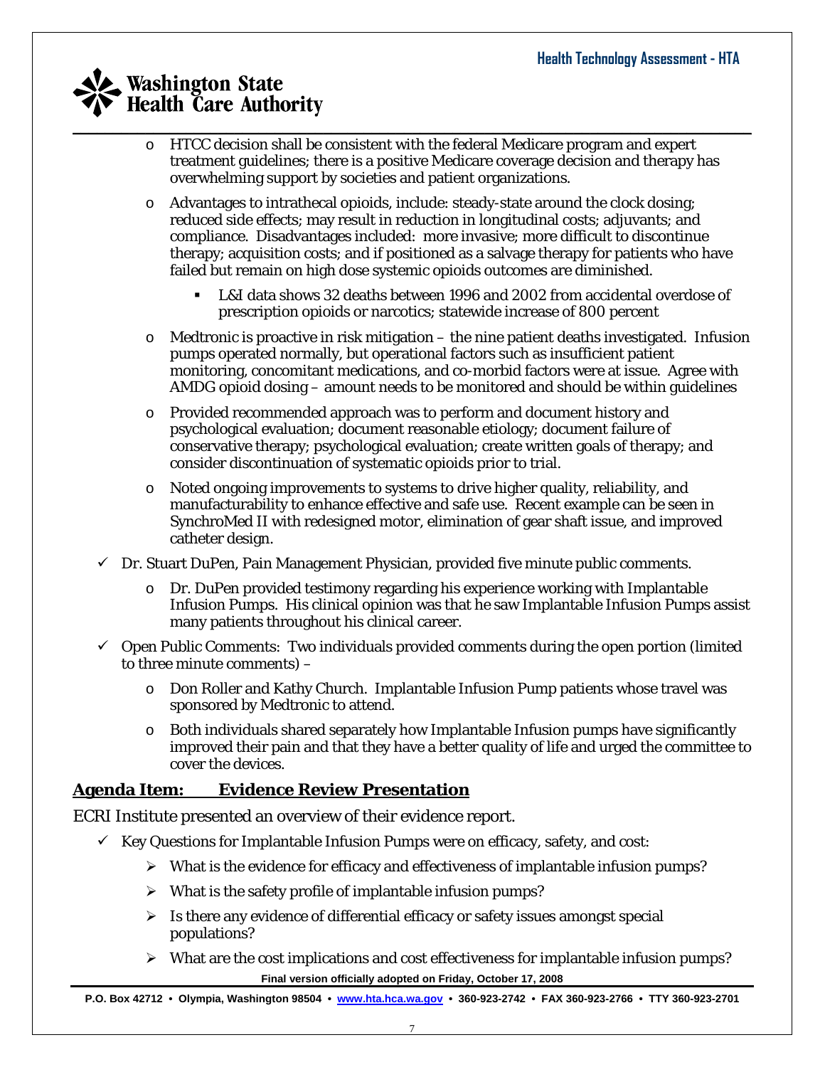- HTCC decision shall be consistent with the federal Medicare program and expert treatment guidelines; there is a positive Medicare coverage decision and therapy has overwhelming support by societies and patient organizations.
- Advantages to intrathecal opioids, include: steady-state around the clock dosing; reduced side effects; may result in reduction in longitudinal costs; adjuvants; and compliance. Disadvantages included: more invasive; more difficult to discontinue therapy; acquisition costs; and if positioned as a salvage therapy for patients who have failed but remain on high dose systemic opioids outcomes are diminished.
  - L&I data shows 32 deaths between 1996 and 2002 from accidental overdose of prescription opioids or narcotics; statewide increase of 800 percent
- Medtronic is proactive in risk mitigation – the nine patient deaths investigated. Infusion pumps operated normally, but operational factors such as insufficient patient monitoring, concomitant medications, and co-morbid factors were at issue. Agree with AMDG opioid dosing – amount needs to be monitored and should be within guidelines
- Provided recommended approach was to perform and document history and psychological evaluation; document reasonable etiology; document failure of conservative therapy; psychological evaluation; create written goals of therapy; and consider discontinuation of systematic opioids prior to trial.
- Noted ongoing improvements to systems to drive higher quality, reliability, and manufacturability to enhance effective and safe use. Recent example can be seen in SynchroMed II with redesigned motor, elimination of gear shaft issue, and improved catheter design.

✓ Dr. Stuart DuPen, Pain Management Physician, provided five minute public comments.

- Dr. DuPen provided testimony regarding his experience working with Implantable Infusion Pumps. His clinical opinion was that he saw Implantable Infusion Pumps assist many patients throughout his clinical career.

✓ Open Public Comments: Two individuals provided comments during the open portion (limited to three minute comments) –

- Don Roller and Kathy Church. Implantable Infusion Pump patients whose travel was sponsored by Medtronic to attend.
- Both individuals shared separately how Implantable Infusion pumps have significantly improved their pain and that they have a better quality of life and urged the committee to cover the devices.

## Agenda Item: Evidence Review Presentation

ECRI Institute presented an overview of their evidence report.

✓ Key Questions for Implantable Infusion Pumps were on efficacy, safety, and cost:

- What is the evidence for efficacy and effectiveness of implantable infusion pumps?
- What is the safety profile of implantable infusion pumps?
- Is there any evidence of differential efficacy or safety issues amongst special populations?
- What are the cost implications and cost effectiveness for implantable infusion pumps?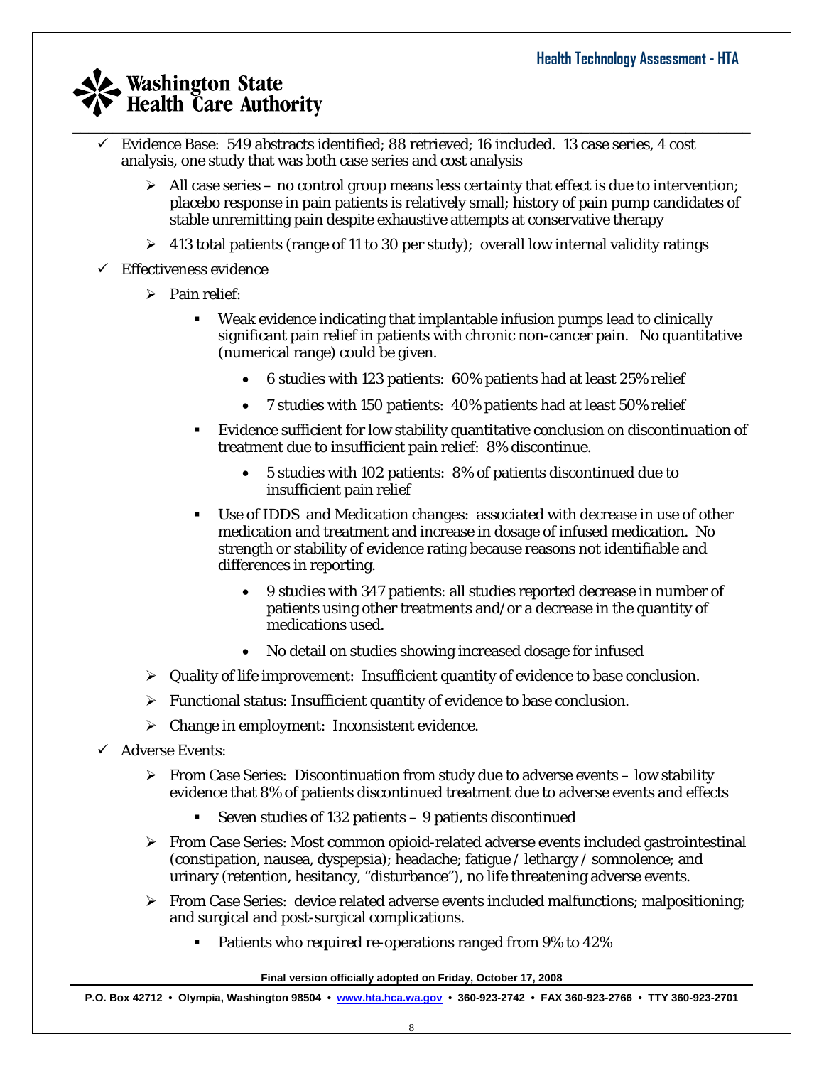- Evidence Base: 549 abstracts identified; 88 retrieved; 16 included. 13 case series, 4 cost analysis, one study that was both case series and cost analysis
  - All case series – no control group means less certainty that effect is due to intervention; placebo response in pain patients is relatively small; history of pain pump candidates of stable unremitting pain despite exhaustive attempts at conservative therapy
  - 413 total patients (range of 11 to 30 per study); overall low internal validity ratings
- Effectiveness evidence
  - Pain relief:
    - Weak evidence indicating that implantable infusion pumps lead to clinically significant pain relief in patients with chronic non-cancer pain. No quantitative (numerical range) could be given.
      - 6 studies with 123 patients: 60% patients had at least 25% relief
      - 7 studies with 150 patients: 40% patients had at least 50% relief
    - Evidence sufficient for low stability quantitative conclusion on discontinuation of treatment due to insufficient pain relief: 8% discontinue.
      - 5 studies with 102 patients: 8% of patients discontinued due to insufficient pain relief
    - Use of IDDS and Medication changes: associated with decrease in use of other medication and treatment and increase in dosage of infused medication. No strength or stability of evidence rating because reasons not identifiable and differences in reporting.
      - 9 studies with 347 patients: all studies reported decrease in number of patients using other treatments and/or a decrease in the quantity of medications used.
      - No detail on studies showing increased dosage for infused
  - Quality of life improvement: Insufficient quantity of evidence to base conclusion.
  - Functional status: Insufficient quantity of evidence to base conclusion.
  - Change in employment: Inconsistent evidence.
- Adverse Events:
  - From Case Series: Discontinuation from study due to adverse events – low stability evidence that 8% of patients discontinued treatment due to adverse events and effects
    - Seven studies of 132 patients – 9 patients discontinued
  - From Case Series: Most common opioid-related adverse events included gastrointestinal (constipation, nausea, dyspepsia); headache; fatigue / lethargy / somnolence; and urinary (retention, hesitancy, "disturbance"), no life threatening adverse events.
  - From Case Series: device related adverse events included malfunctions; malpositioning; and surgical and post-surgical complications.
    - Patients who required re-operations ranged from 9% to 42%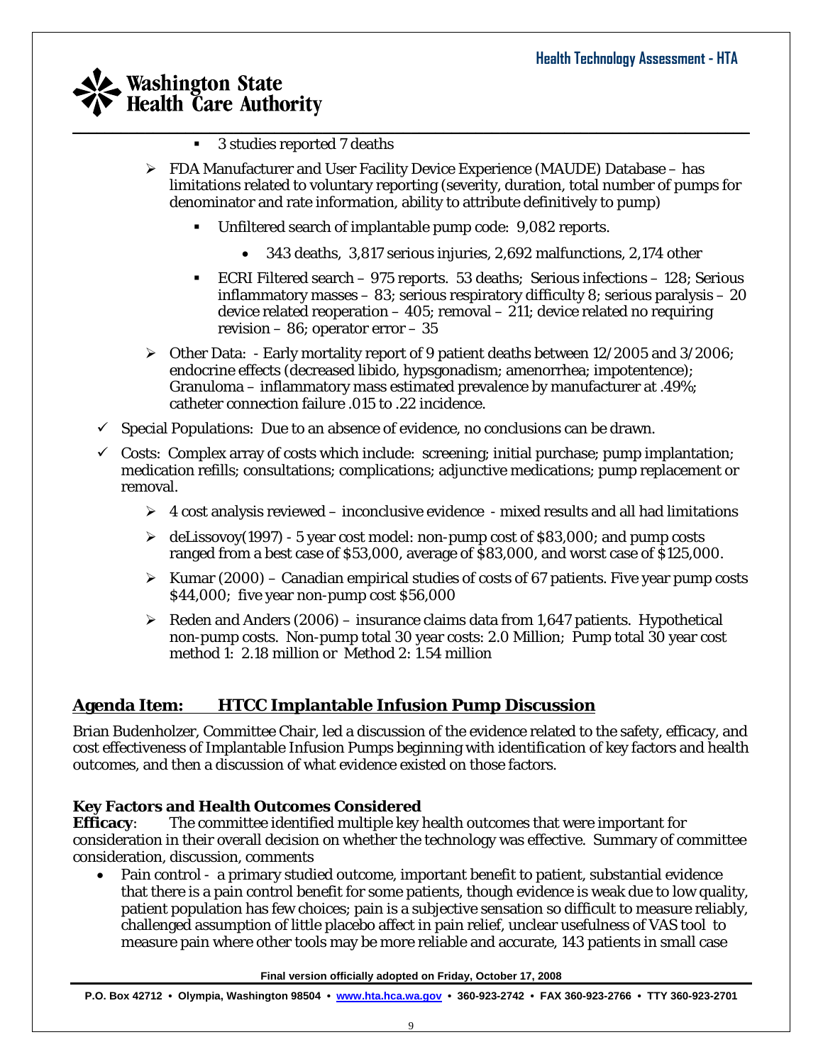- 3 studies reported 7 deaths
- FDA Manufacturer and User Facility Device Experience (MAUDE) Database – has limitations related to voluntary reporting (severity, duration, total number of pumps for denominator and rate information, ability to attribute definitively to pump)
  - Unfiltered search of implantable pump code: 9,082 reports.
    - 343 deaths, 3,817 serious injuries, 2,692 malfunctions, 2,174 other
  - ECRI Filtered search – 975 reports. 53 deaths; Serious infections – 128; Serious inflammatory masses – 83; serious respiratory difficulty 8; serious paralysis – 20 device related reoperation – 405; removal – 211; device related no requiring revision – 86; operator error – 35
- Other Data: - Early mortality report of 9 patient deaths between 12/2005 and 3/2006; endocrine effects (decreased libido, hypsgonadism; amenorrhea; impotentence); Granuloma – inflammatory mass estimated prevalence by manufacturer at .49%; catheter connection failure .015 to .22 incidence.

- ✓ Special Populations: Due to an absence of evidence, no conclusions can be drawn.
- ✓ Costs: Complex array of costs which include: screening; initial purchase; pump implantation; medication refills; consultations; complications; adjunctive medications; pump replacement or removal.
  - 4 cost analysis reviewed – inconclusive evidence - mixed results and all had limitations
  - deLissovoy(1997) - 5 year cost model: non-pump cost of $83,000; and pump costs ranged from a best case of $53,000, average of $83,000, and worst case of $125,000.
  - Kumar (2000) – Canadian empirical studies of costs of 67 patients. Five year pump costs $44,000; five year non-pump cost $56,000
  - Reden and Anders (2006) – insurance claims data from 1,647 patients. Hypothetical non-pump costs. Non-pump total 30 year costs: 2.0 Million; Pump total 30 year cost method 1: 2.18 million or Method 2: 1.54 million

## Agenda Item: HTCC Implantable Infusion Pump Discussion

Brian Budenholzer, Committee Chair, led a discussion of the evidence related to the safety, efficacy, and cost effectiveness of Implantable Infusion Pumps beginning with identification of key factors and health outcomes, and then a discussion of what evidence existed on those factors.

### Key Factors and Health Outcomes Considered

**Efficacy**: The committee identified multiple key health outcomes that were important for consideration in their overall decision on whether the technology was effective. Summary of committee consideration, discussion, comments

- Pain control - a primary studied outcome, important benefit to patient, substantial evidence that there is a pain control benefit for some patients, though evidence is weak due to low quality, patient population has few choices; pain is a subjective sensation so difficult to measure reliably, challenged assumption of little placebo affect in pain relief, unclear usefulness of VAS tool to measure pain where other tools may be more reliable and accurate, 143 patients in small case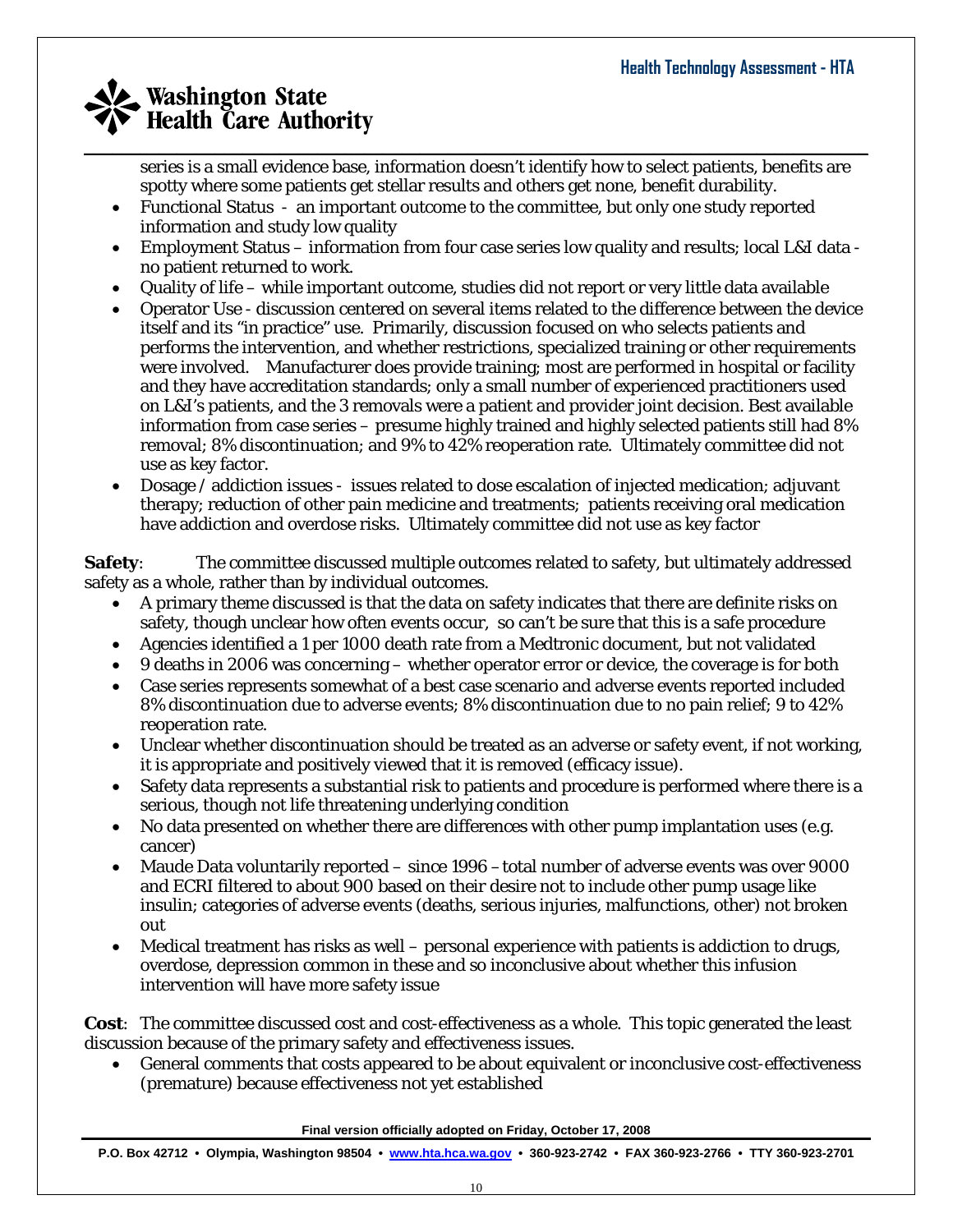series is a small evidence base, information doesn't identify how to select patients, benefits are spotty where some patients get stellar results and others get none, benefit durability.

- Functional Status - an important outcome to the committee, but only one study reported information and study low quality
- Employment Status – information from four case series low quality and results; local L&I data - no patient returned to work.
- Quality of life – while important outcome, studies did not report or very little data available
- Operator Use - discussion centered on several items related to the difference between the device itself and its "in practice" use. Primarily, discussion focused on who selects patients and performs the intervention, and whether restrictions, specialized training or other requirements were involved. Manufacturer does provide training; most are performed in hospital or facility and they have accreditation standards; only a small number of experienced practitioners used on L&I's patients, and the 3 removals were a patient and provider joint decision. Best available information from case series – presume highly trained and highly selected patients still had 8% removal; 8% discontinuation; and 9% to 42% reoperation rate. Ultimately committee did not use as key factor.
- Dosage / addiction issues - issues related to dose escalation of injected medication; adjuvant therapy; reduction of other pain medicine and treatments; patients receiving oral medication have addiction and overdose risks. Ultimately committee did not use as key factor

**Safety**: The committee discussed multiple outcomes related to safety, but ultimately addressed safety as a whole, rather than by individual outcomes.

- A primary theme discussed is that the data on safety indicates that there are definite risks on safety, though unclear how often events occur, so can't be sure that this is a safe procedure
- Agencies identified a 1 per 1000 death rate from a Medtronic document, but not validated
- 9 deaths in 2006 was concerning – whether operator error or device, the coverage is for both
- Case series represents somewhat of a best case scenario and adverse events reported included 8% discontinuation due to adverse events; 8% discontinuation due to no pain relief; 9 to 42% reoperation rate.
- Unclear whether discontinuation should be treated as an adverse or safety event, if not working, it is appropriate and positively viewed that it is removed (efficacy issue).
- Safety data represents a substantial risk to patients and procedure is performed where there is a serious, though not life threatening underlying condition
- No data presented on whether there are differences with other pump implantation uses (e.g. cancer)
- Maude Data voluntarily reported – since 1996 – total number of adverse events was over 9000 and ECRI filtered to about 900 based on their desire not to include other pump usage like insulin; categories of adverse events (deaths, serious injuries, malfunctions, other) not broken out
- Medical treatment has risks as well – personal experience with patients is addiction to drugs, overdose, depression common in these and so inconclusive about whether this infusion intervention will have more safety issue

**Cost**: The committee discussed cost and cost-effectiveness as a whole. This topic generated the least discussion because of the primary safety and effectiveness issues.

- General comments that costs appeared to be about equivalent or inconclusive cost-effectiveness (premature) because effectiveness not yet established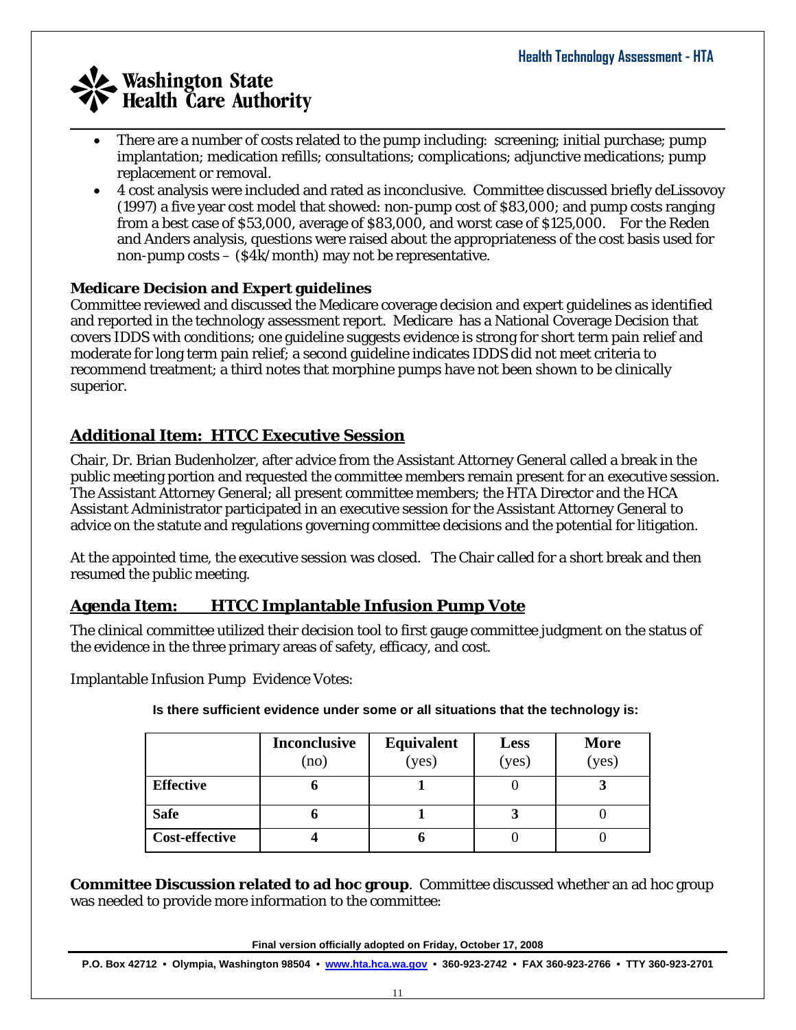- There are a number of costs related to the pump including: screening; initial purchase; pump implantation; medication refills; consultations; complications; adjunctive medications; pump replacement or removal.
- 4 cost analysis were included and rated as inconclusive. Committee discussed briefly deLissovoy (1997) a five year cost model that showed: non-pump cost of $83,000; and pump costs ranging from a best case of $53,000, average of $83,000, and worst case of $125,000. For the Reden and Anders analysis, questions were raised about the appropriateness of the cost basis used for non-pump costs – ($4k/month) may not be representative.

**Medicare Decision and Expert guidelines**
Committee reviewed and discussed the Medicare coverage decision and expert guidelines as identified and reported in the technology assessment report. Medicare has a National Coverage Decision that covers IDDS with conditions; one guideline suggests evidence is strong for short term pain relief and moderate for long term pain relief; a second guideline indicates IDDS did not meet criteria to recommend treatment; a third notes that morphine pumps have not been shown to be clinically superior.

## Additional Item: HTCC Executive Session

Chair, Dr. Brian Budenholzer, after advice from the Assistant Attorney General called a break in the public meeting portion and requested the committee members remain present for an executive session. The Assistant Attorney General; all present committee members; the HTA Director and the HCA Assistant Administrator participated in an executive session for the Assistant Attorney General to advice on the statute and regulations governing committee decisions and the potential for litigation.

At the appointed time, the executive session was closed. The Chair called for a short break and then resumed the public meeting.

## Agenda Item: HTCC Implantable Infusion Pump Vote

The clinical committee utilized their decision tool to first gauge committee judgment on the status of the evidence in the three primary areas of safety, efficacy, and cost.

Implantable Infusion Pump Evidence Votes:

**Is there sufficient evidence under some or all situations that the technology is:**

| | Inconclusive (no) | Equivalent (yes) | Less (yes) | More (yes) |
|---|---|---|---|---|
| **Effective** | **6** | **1** | 0 | **3** |
| **Safe** | **6** | **1** | **3** | 0 |
| **Cost-effective** | **4** | **6** | 0 | 0 |

**Committee Discussion related to ad hoc group**. Committee discussed whether an ad hoc group was needed to provide more information to the committee: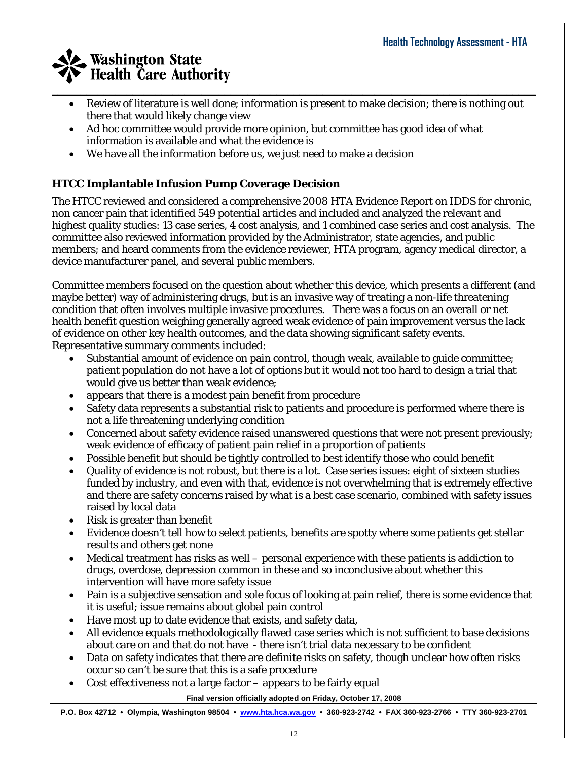- Review of literature is well done; information is present to make decision; there is nothing out there that would likely change view
- Ad hoc committee would provide more opinion, but committee has good idea of what information is available and what the evidence is
- We have all the information before us, we just need to make a decision

### HTCC Implantable Infusion Pump Coverage Decision

The HTCC reviewed and considered a comprehensive 2008 HTA Evidence Report on IDDS for chronic, non cancer pain that identified 549 potential articles and included and analyzed the relevant and highest quality studies: 13 case series, 4 cost analysis, and 1 combined case series and cost analysis. The committee also reviewed information provided by the Administrator, state agencies, and public members; and heard comments from the evidence reviewer, HTA program, agency medical director, a device manufacturer panel, and several public members.

Committee members focused on the question about whether this device, which presents a different (and maybe better) way of administering drugs, but is an invasive way of treating a non-life threatening condition that often involves multiple invasive procedures. There was a focus on an overall or net health benefit question weighing generally agreed weak evidence of pain improvement versus the lack of evidence on other key health outcomes, and the data showing significant safety events. Representative summary comments included:

- Substantial amount of evidence on pain control, though weak, available to guide committee; patient population do not have a lot of options but it would not too hard to design a trial that would give us better than weak evidence;
- appears that there is a modest pain benefit from procedure
- Safety data represents a substantial risk to patients and procedure is performed where there is not a life threatening underlying condition
- Concerned about safety evidence raised unanswered questions that were not present previously; weak evidence of efficacy of patient pain relief in a proportion of patients
- Possible benefit but should be tightly controlled to best identify those who could benefit
- Quality of evidence is not robust, but there is a lot. Case series issues: eight of sixteen studies funded by industry, and even with that, evidence is not overwhelming that is extremely effective and there are safety concerns raised by what is a best case scenario, combined with safety issues raised by local data
- Risk is greater than benefit
- Evidence doesn't tell how to select patients, benefits are spotty where some patients get stellar results and others get none
- Medical treatment has risks as well – personal experience with these patients is addiction to drugs, overdose, depression common in these and so inconclusive about whether this intervention will have more safety issue
- Pain is a subjective sensation and sole focus of looking at pain relief, there is some evidence that it is useful; issue remains about global pain control
- Have most up to date evidence that exists, and safety data,
- All evidence equals methodologically flawed case series which is not sufficient to base decisions about care on and that do not have - there isn't trial data necessary to be confident
- Data on safety indicates that there are definite risks on safety, though unclear how often risks occur so can't be sure that this is a safe procedure
- Cost effectiveness not a large factor – appears to be fairly equal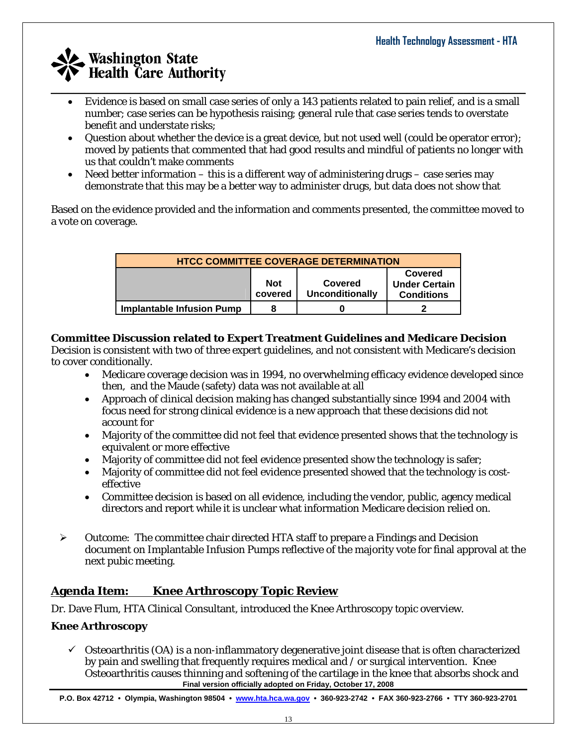- Evidence is based on small case series of only a 143 patients related to pain relief, and is a small number; case series can be hypothesis raising; general rule that case series tends to overstate benefit and understate risks;
- Question about whether the device is a great device, but not used well (could be operator error); moved by patients that commented that had good results and mindful of patients no longer with us that couldn't make comments
- Need better information – this is a different way of administering drugs – case series may demonstrate that this may be a better way to administer drugs, but data does not show that

Based on the evidence provided and the information and comments presented, the committee moved to a vote on coverage.

| HTCC COMMITTEE COVERAGE DETERMINATION | | | |
|---|---|---|---|
| | Not covered | Covered Unconditionally | Covered Under Certain Conditions |
| **Implantable Infusion Pump** | 8 | 0 | 2 |

**Committee Discussion related to Expert Treatment Guidelines and Medicare Decision**
Decision is consistent with two of three expert guidelines, and not consistent with Medicare's decision to cover conditionally.

- Medicare coverage decision was in 1994, no overwhelming efficacy evidence developed since then, and the Maude (safety) data was not available at all
- Approach of clinical decision making has changed substantially since 1994 and 2004 with focus need for strong clinical evidence is a new approach that these decisions did not account for
- Majority of the committee did not feel that evidence presented shows that the technology is equivalent or more effective
- Majority of committee did not feel evidence presented show the technology is safer;
- Majority of committee did not feel evidence presented showed that the technology is cost-effective
- Committee decision is based on all evidence, including the vendor, public, agency medical directors and report while it is unclear what information Medicare decision relied on.

➢ Outcome: The committee chair directed HTA staff to prepare a Findings and Decision document on Implantable Infusion Pumps reflective of the majority vote for final approval at the next pubic meeting.

## Agenda Item: Knee Arthroscopy Topic Review

Dr. Dave Flum, HTA Clinical Consultant, introduced the Knee Arthroscopy topic overview.

### Knee Arthroscopy

✓ Osteoarthritis (OA) is a non-inflammatory degenerative joint disease that is often characterized by pain and swelling that frequently requires medical and / or surgical intervention. Knee Osteoarthritis causes thinning and softening of the cartilage in the knee that absorbs shock and

Final version officially adopted on Friday, October 17, 2008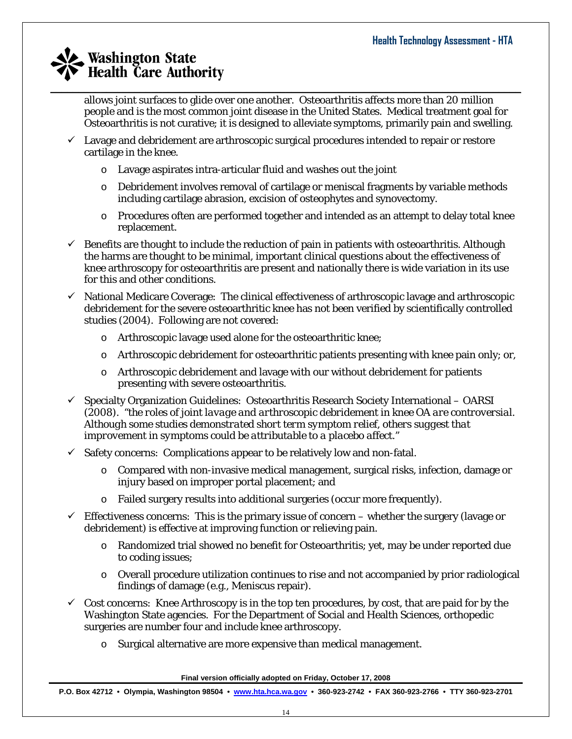allows joint surfaces to glide over one another. Osteoarthritis affects more than 20 million people and is the most common joint disease in the United States. Medical treatment goal for Osteoarthritis is not curative; it is designed to alleviate symptoms, primarily pain and swelling.

- ✓ Lavage and debridement are arthroscopic surgical procedures intended to repair or restore cartilage in the knee.
  - Lavage aspirates intra-articular fluid and washes out the joint
  - Debridement involves removal of cartilage or meniscal fragments by variable methods including cartilage abrasion, excision of osteophytes and synovectomy.
  - Procedures often are performed together and intended as an attempt to delay total knee replacement.
- ✓ Benefits are thought to include the reduction of pain in patients with osteoarthritis. Although the harms are thought to be minimal, important clinical questions about the effectiveness of knee arthroscopy for osteoarthritis are present and nationally there is wide variation in its use for this and other conditions.
- ✓ National Medicare Coverage: The clinical effectiveness of arthroscopic lavage and arthroscopic debridement for the severe osteoarthritic knee has not been verified by scientifically controlled studies (2004). Following are not covered:
  - Arthroscopic lavage used alone for the osteoarthritic knee;
  - Arthroscopic debridement for osteoarthritic patients presenting with knee pain only; or,
  - Arthroscopic debridement and lavage with our without debridement for patients presenting with severe osteoarthritis.
- ✓ Specialty Organization Guidelines: Osteoarthritis Research Society International – OARSI (2008). *"the roles of joint lavage and arthroscopic debridement in knee OA are controversial. Although some studies demonstrated short term symptom relief, others suggest that improvement in symptoms could be attributable to a placebo affect."*
- ✓ Safety concerns: Complications appear to be relatively low and non-fatal.
  - Compared with non-invasive medical management, surgical risks, infection, damage or injury based on improper portal placement; and
  - Failed surgery results into additional surgeries (occur more frequently).
- ✓ Effectiveness concerns: This is the primary issue of concern – whether the surgery (lavage or debridement) is effective at improving function or relieving pain.
  - Randomized trial showed no benefit for Osteoarthritis; yet, may be under reported due to coding issues;
  - Overall procedure utilization continues to rise and not accompanied by prior radiological findings of damage (e.g., Meniscus repair).
- ✓ Cost concerns: Knee Arthroscopy is in the top ten procedures, by cost, that are paid for by the Washington State agencies. For the Department of Social and Health Sciences, orthopedic surgeries are number four and include knee arthroscopy.
  - Surgical alternative are more expensive than medical management.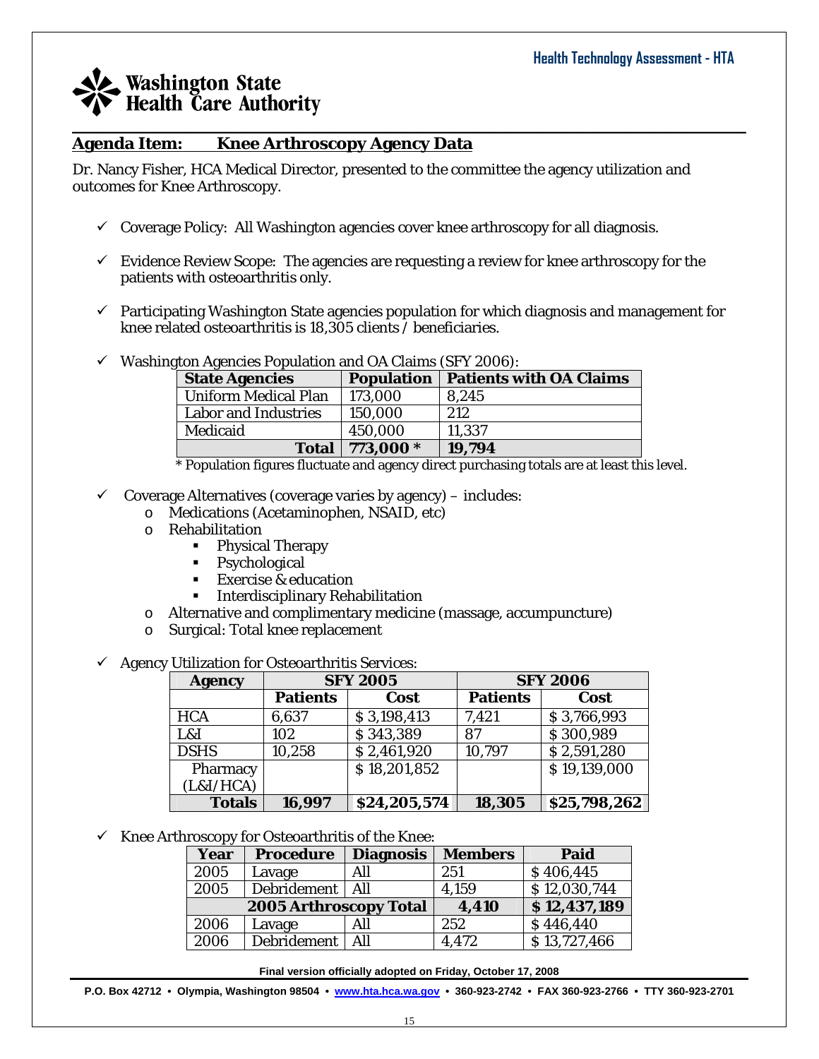## Agenda Item: Knee Arthroscopy Agency Data

Dr. Nancy Fisher, HCA Medical Director, presented to the committee the agency utilization and outcomes for Knee Arthroscopy.

- ✓ Coverage Policy: All Washington agencies cover knee arthroscopy for all diagnosis.
- ✓ Evidence Review Scope: The agencies are requesting a review for knee arthroscopy for the patients with osteoarthritis only.
- ✓ Participating Washington State agencies population for which diagnosis and management for knee related osteoarthritis is 18,305 clients / beneficiaries.
- ✓ Washington Agencies Population and OA Claims (SFY 2006):

| State Agencies | Population | Patients with OA Claims |
|---|---|---|
| Uniform Medical Plan | 173,000 | 8,245 |
| Labor and Industries | 150,000 | 212 |
| Medicaid | 450,000 | 11,337 |
| **Total** | **773,000 *** | **19,794** |

\* Population figures fluctuate and agency direct purchasing totals are at least this level.

- ✓ Coverage Alternatives (coverage varies by agency) – includes:
  - Medications (Acetaminophen, NSAID, etc)
  - Rehabilitation
    - Physical Therapy
    - Psychological
    - Exercise & education
    - Interdisciplinary Rehabilitation
  - Alternative and complimentary medicine (massage, accumpuncture)
  - Surgical: Total knee replacement

- ✓ Agency Utilization for Osteoarthritis Services:

| Agency | SFY 2005 | | SFY 2006 | |
|---|---|---|---|---|
| | **Patients** | **Cost** | **Patients** | **Cost** |
| HCA | 6,637 | $ 3,198,413 | 7,421 | $ 3,766,993 |
| L&I | 102 | $ 343,389 | 87 | $ 300,989 |
| DSHS | 10,258 | $ 2,461,920 | 10,797 | $ 2,591,280 |
| Pharmacy (L&I/HCA) | | $ 18,201,852 | | $ 19,139,000 |
| **Totals** | **16,997** | **$24,205,574** | **18,305** | **$25,798,262** |

- ✓ Knee Arthroscopy for Osteoarthritis of the Knee:

| Year | Procedure | Diagnosis | Members | Paid |
|---|---|---|---|---|
| 2005 | Lavage | All | 251 | $ 406,445 |
| 2005 | Debridement | All | 4,159 | $ 12,030,744 |
| **2005 Arthroscopy Total** | | | **4,410** | **$ 12,437,189** |
| 2006 | Lavage | All | 252 | $ 446,440 |
| 2006 | Debridement | All | 4,472 | $ 13,727,466 |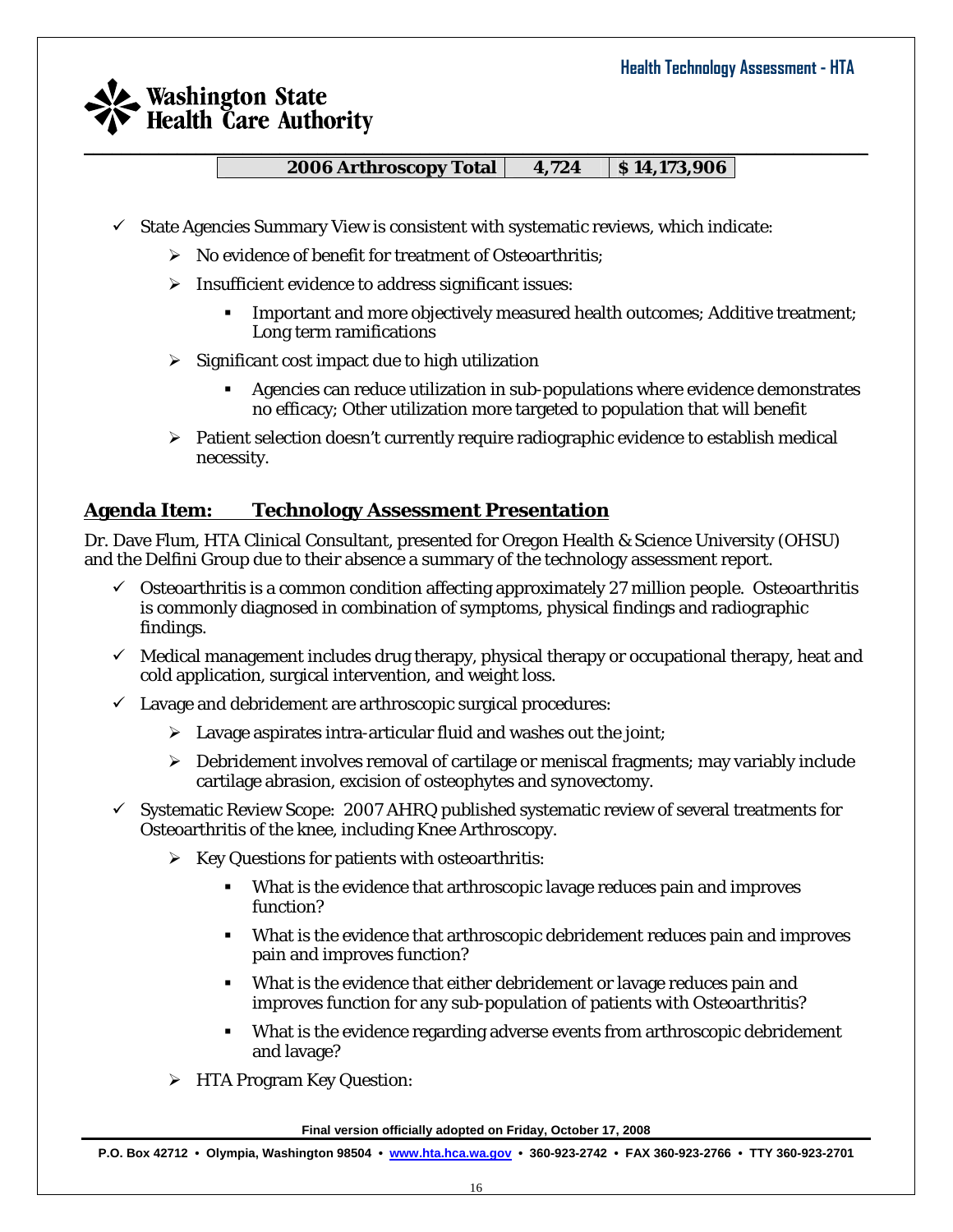| 2006 Arthroscopy Total | 4,724 | $ 14,173,906 |
|---|---|---|

- ✓ State Agencies Summary View is consistent with systematic reviews, which indicate:
  - ➢ No evidence of benefit for treatment of Osteoarthritis;
  - ➢ Insufficient evidence to address significant issues:
    - Important and more objectively measured health outcomes; Additive treatment; Long term ramifications
  - ➢ Significant cost impact due to high utilization
    - Agencies can reduce utilization in sub-populations where evidence demonstrates no efficacy; Other utilization more targeted to population that will benefit
  - ➢ Patient selection doesn't currently require radiographic evidence to establish medical necessity.

## Agenda Item: Technology Assessment Presentation

Dr. Dave Flum, HTA Clinical Consultant, presented for Oregon Health & Science University (OHSU) and the Delfini Group due to their absence a summary of the technology assessment report.

- ✓ Osteoarthritis is a common condition affecting approximately 27 million people. Osteoarthritis is commonly diagnosed in combination of symptoms, physical findings and radiographic findings.
- ✓ Medical management includes drug therapy, physical therapy or occupational therapy, heat and cold application, surgical intervention, and weight loss.
- ✓ Lavage and debridement are arthroscopic surgical procedures:
  - ➢ Lavage aspirates intra-articular fluid and washes out the joint;
  - ➢ Debridement involves removal of cartilage or meniscal fragments; may variably include cartilage abrasion, excision of osteophytes and synovectomy.
- ✓ Systematic Review Scope: 2007 AHRQ published systematic review of several treatments for Osteoarthritis of the knee, including Knee Arthroscopy.
  - ➢ Key Questions for patients with osteoarthritis:
    - What is the evidence that arthroscopic lavage reduces pain and improves function?
    - What is the evidence that arthroscopic debridement reduces pain and improves pain and improves function?
    - What is the evidence that either debridement or lavage reduces pain and improves function for any sub-population of patients with Osteoarthritis?
    - What is the evidence regarding adverse events from arthroscopic debridement and lavage?
  - ➢ HTA Program Key Question: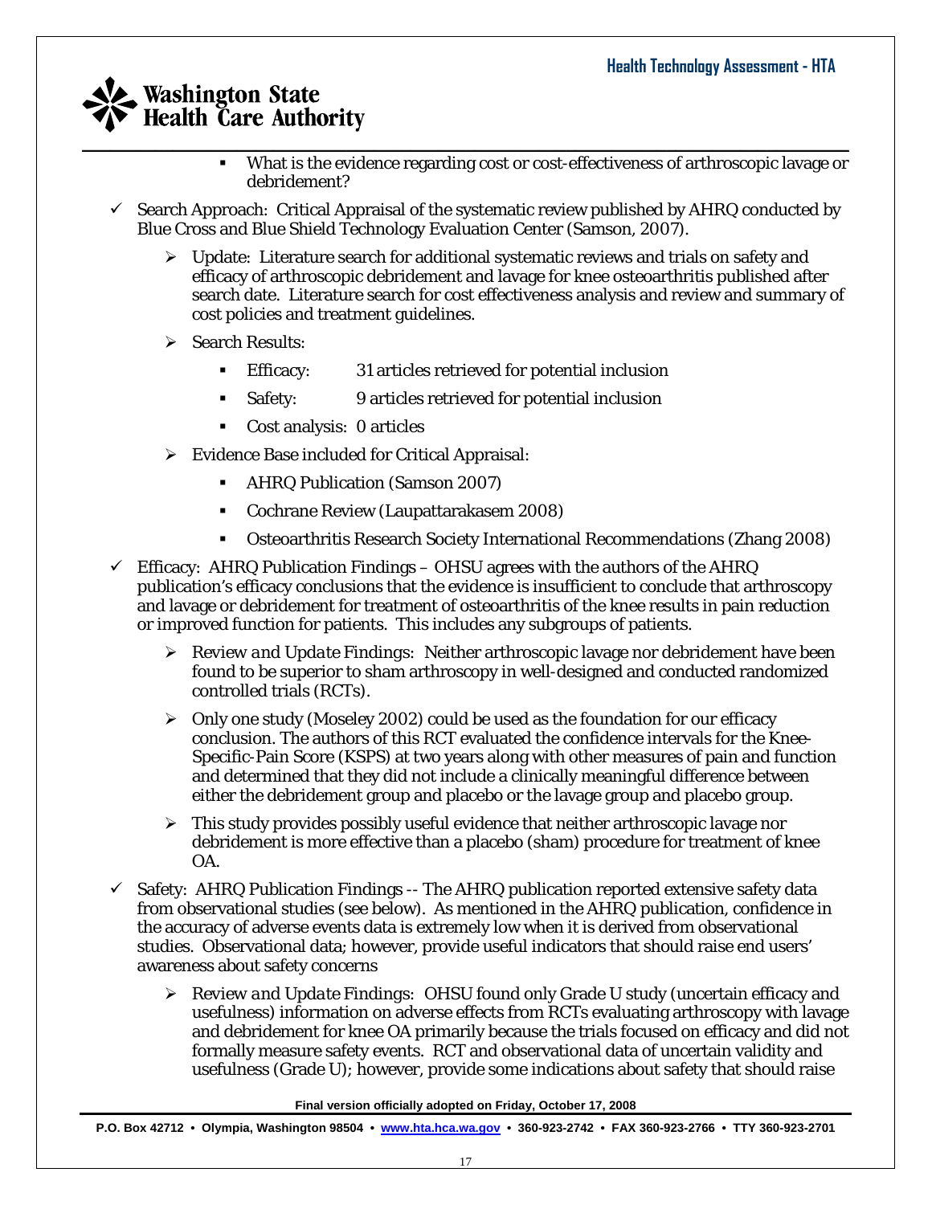- What is the evidence regarding cost or cost-effectiveness of arthroscopic lavage or debridement?

- ✓ Search Approach: Critical Appraisal of the systematic review published by AHRQ conducted by Blue Cross and Blue Shield Technology Evaluation Center (Samson, 2007).
  - ➢ Update: Literature search for additional systematic reviews and trials on safety and efficacy of arthroscopic debridement and lavage for knee osteoarthritis published after search date. Literature search for cost effectiveness analysis and review and summary of cost policies and treatment guidelines.
  - ➢ Search Results:
    - Efficacy: 31 articles retrieved for potential inclusion
    - Safety: 9 articles retrieved for potential inclusion
    - Cost analysis: 0 articles
  - ➢ Evidence Base included for Critical Appraisal:
    - AHRQ Publication (Samson 2007)
    - Cochrane Review (Laupattarakasem 2008)
    - Osteoarthritis Research Society International Recommendations (Zhang 2008)

- ✓ Efficacy: AHRQ Publication Findings – OHSU agrees with the authors of the AHRQ publication's efficacy conclusions that the evidence is insufficient to conclude that arthroscopy and lavage or debridement for treatment of osteoarthritis of the knee results in pain reduction or improved function for patients. This includes any subgroups of patients.
  - ➢ *Review and Update Findings*: Neither arthroscopic lavage nor debridement have been found to be superior to sham arthroscopy in well-designed and conducted randomized controlled trials (RCTs).
  - ➢ Only one study (Moseley 2002) could be used as the foundation for our efficacy conclusion. The authors of this RCT evaluated the confidence intervals for the Knee-Specific-Pain Score (KSPS) at two years along with other measures of pain and function and determined that they did not include a clinically meaningful difference between either the debridement group and placebo or the lavage group and placebo group.
  - ➢ This study provides possibly useful evidence that neither arthroscopic lavage nor debridement is more effective than a placebo (sham) procedure for treatment of knee OA.

- ✓ Safety: AHRQ Publication Findings -- The AHRQ publication reported extensive safety data from observational studies (see below). As mentioned in the AHRQ publication, confidence in the accuracy of adverse events data is extremely low when it is derived from observational studies. Observational data; however, provide useful indicators that should raise end users' awareness about safety concerns
  - ➢ *Review and Update Findings*: OHSU found only Grade U study (uncertain efficacy and usefulness) information on adverse effects from RCTs evaluating arthroscopy with lavage and debridement for knee OA primarily because the trials focused on efficacy and did not formally measure safety events. RCT and observational data of uncertain validity and usefulness (Grade U); however, provide some indications about safety that should raise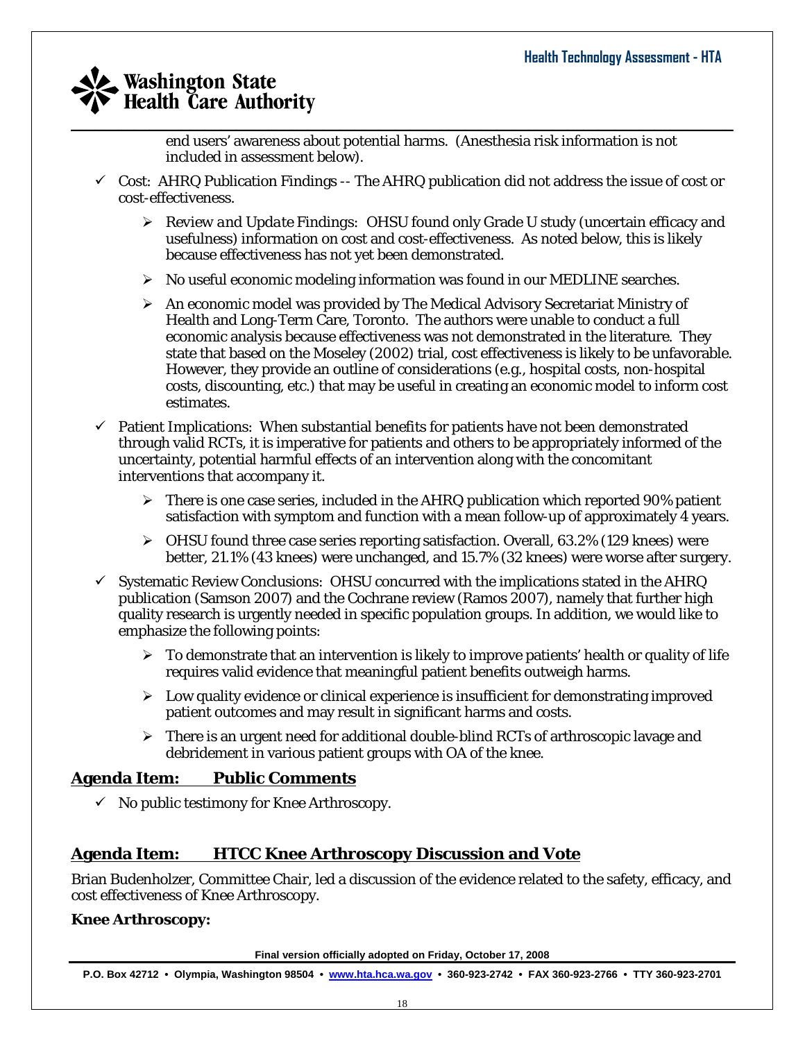end users' awareness about potential harms. (Anesthesia risk information is not included in assessment below).

- ✓ Cost: AHRQ Publication Findings -- The AHRQ publication did not address the issue of cost or cost-effectiveness.
  - *Review and Update Findings*: OHSU found only Grade U study (uncertain efficacy and usefulness) information on cost and cost-effectiveness. As noted below, this is likely because effectiveness has not yet been demonstrated.
  - No useful economic modeling information was found in our MEDLINE searches.
  - An economic model was provided by The Medical Advisory Secretariat Ministry of Health and Long-Term Care, Toronto. The authors were unable to conduct a full economic analysis because effectiveness was not demonstrated in the literature. They state that based on the Moseley (2002) trial, cost effectiveness is likely to be unfavorable. However, they provide an outline of considerations (e.g., hospital costs, non-hospital costs, discounting, etc.) that may be useful in creating an economic model to inform cost estimates.
- ✓ Patient Implications: When substantial benefits for patients have not been demonstrated through valid RCTs, it is imperative for patients and others to be appropriately informed of the uncertainty, potential harmful effects of an intervention along with the concomitant interventions that accompany it.
  - There is one case series, included in the AHRQ publication which reported 90% patient satisfaction with symptom and function with a mean follow-up of approximately 4 years.
  - OHSU found three case series reporting satisfaction. Overall, 63.2% (129 knees) were better, 21.1% (43 knees) were unchanged, and 15.7% (32 knees) were worse after surgery.
- ✓ Systematic Review Conclusions: OHSU concurred with the implications stated in the AHRQ publication (Samson 2007) and the Cochrane review (Ramos 2007), namely that further high quality research is urgently needed in specific population groups. In addition, we would like to emphasize the following points:
  - To demonstrate that an intervention is likely to improve patients' health or quality of life requires valid evidence that meaningful patient benefits outweigh harms.
  - Low quality evidence or clinical experience is insufficient for demonstrating improved patient outcomes and may result in significant harms and costs.
  - There is an urgent need for additional double-blind RCTs of arthroscopic lavage and debridement in various patient groups with OA of the knee.

## Agenda Item: Public Comments

- ✓ No public testimony for Knee Arthroscopy.

## Agenda Item: HTCC Knee Arthroscopy Discussion and Vote

Brian Budenholzer, Committee Chair, led a discussion of the evidence related to the safety, efficacy, and cost effectiveness of Knee Arthroscopy.

**Knee Arthroscopy:**

Final version officially adopted on Friday, October 17, 2008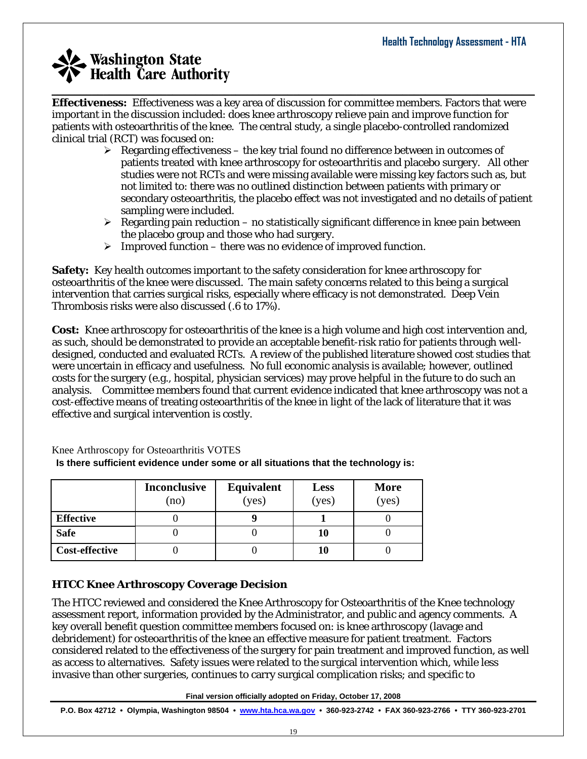**Effectiveness:** Effectiveness was a key area of discussion for committee members. Factors that were important in the discussion included: does knee arthroscopy relieve pain and improve function for patients with osteoarthritis of the knee. The central study, a single placebo-controlled randomized clinical trial (RCT) was focused on:

- Regarding effectiveness – the key trial found no difference between in outcomes of patients treated with knee arthroscopy for osteoarthritis and placebo surgery. All other studies were not RCTs and were missing available were missing key factors such as, but not limited to: there was no outlined distinction between patients with primary or secondary osteoarthritis, the placebo effect was not investigated and no details of patient sampling were included.
- Regarding pain reduction – no statistically significant difference in knee pain between the placebo group and those who had surgery.
- Improved function – there was no evidence of improved function.

**Safety:** Key health outcomes important to the safety consideration for knee arthroscopy for osteoarthritis of the knee were discussed. The main safety concerns related to this being a surgical intervention that carries surgical risks, especially where efficacy is not demonstrated. Deep Vein Thrombosis risks were also discussed (.6 to 17%).

**Cost:** Knee arthroscopy for osteoarthritis of the knee is a high volume and high cost intervention and, as such, should be demonstrated to provide an acceptable benefit-risk ratio for patients through well-designed, conducted and evaluated RCTs. A review of the published literature showed cost studies that were uncertain in efficacy and usefulness. No full economic analysis is available; however, outlined costs for the surgery (e.g., hospital, physician services) may prove helpful in the future to do such an analysis. Committee members found that current evidence indicated that knee arthroscopy was not a cost-effective means of treating osteoarthritis of the knee in light of the lack of literature that it was effective and surgical intervention is costly.

Knee Arthroscopy for Osteoarthritis VOTES

**Is there sufficient evidence under some or all situations that the technology is:**

| | Inconclusive (no) | Equivalent (yes) | Less (yes) | More (yes) |
|---|---|---|---|---|
| **Effective** | 0 | **9** | **1** | 0 |
| **Safe** | 0 | 0 | **10** | 0 |
| **Cost-effective** | 0 | 0 | **10** | 0 |

### HTCC Knee Arthroscopy Coverage Decision

The HTCC reviewed and considered the Knee Arthroscopy for Osteoarthritis of the Knee technology assessment report, information provided by the Administrator, and public and agency comments. A key overall benefit question committee members focused on: is knee arthroscopy (lavage and debridement) for osteoarthritis of the knee an effective measure for patient treatment. Factors considered related to the effectiveness of the surgery for pain treatment and improved function, as well as access to alternatives. Safety issues were related to the surgical intervention which, while less invasive than other surgeries, continues to carry surgical complication risks; and specific to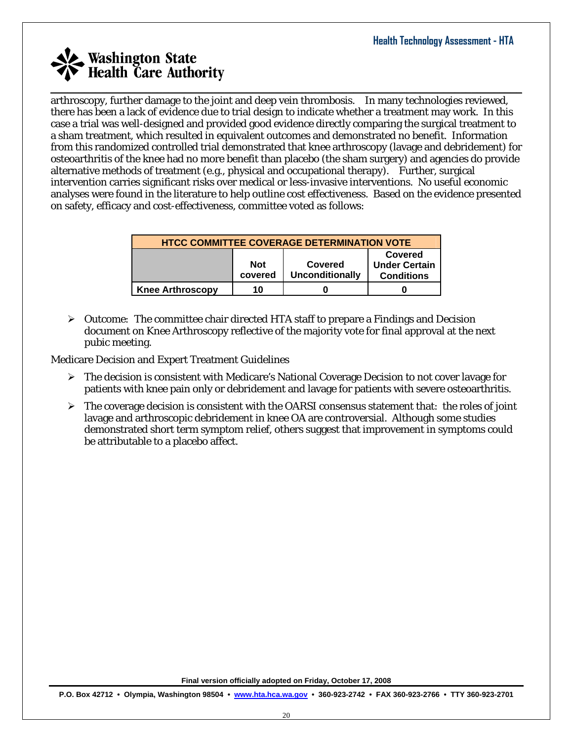arthroscopy, further damage to the joint and deep vein thrombosis. In many technologies reviewed, there has been a lack of evidence due to trial design to indicate whether a treatment may work. In this case a trial was well-designed and provided good evidence directly comparing the surgical treatment to a sham treatment, which resulted in equivalent outcomes and demonstrated no benefit. Information from this randomized controlled trial demonstrated that knee arthroscopy (lavage and debridement) for osteoarthritis of the knee had no more benefit than placebo (the sham surgery) and agencies do provide alternative methods of treatment (e.g., physical and occupational therapy). Further, surgical intervention carries significant risks over medical or less-invasive interventions. No useful economic analyses were found in the literature to help outline cost effectiveness. Based on the evidence presented on safety, efficacy and cost-effectiveness, committee voted as follows:

| HTCC COMMITTEE COVERAGE DETERMINATION VOTE | | | |
|---|---|---|---|
| | Not covered | Covered Unconditionally | Covered Under Certain Conditions |
| Knee Arthroscopy | 10 | 0 | 0 |

- Outcome: The committee chair directed HTA staff to prepare a Findings and Decision document on Knee Arthroscopy reflective of the majority vote for final approval at the next pubic meeting.

Medicare Decision and Expert Treatment Guidelines

- The decision is consistent with Medicare's National Coverage Decision to not cover lavage for patients with knee pain only or debridement and lavage for patients with severe osteoarthritis.
- The coverage decision is consistent with the OARSI consensus statement that: the roles of joint lavage and arthroscopic debridement in knee OA are controversial. Although some studies demonstrated short term symptom relief, others suggest that improvement in symptoms could be attributable to a placebo affect.

Final version officially adopted on Friday, October 17, 2008